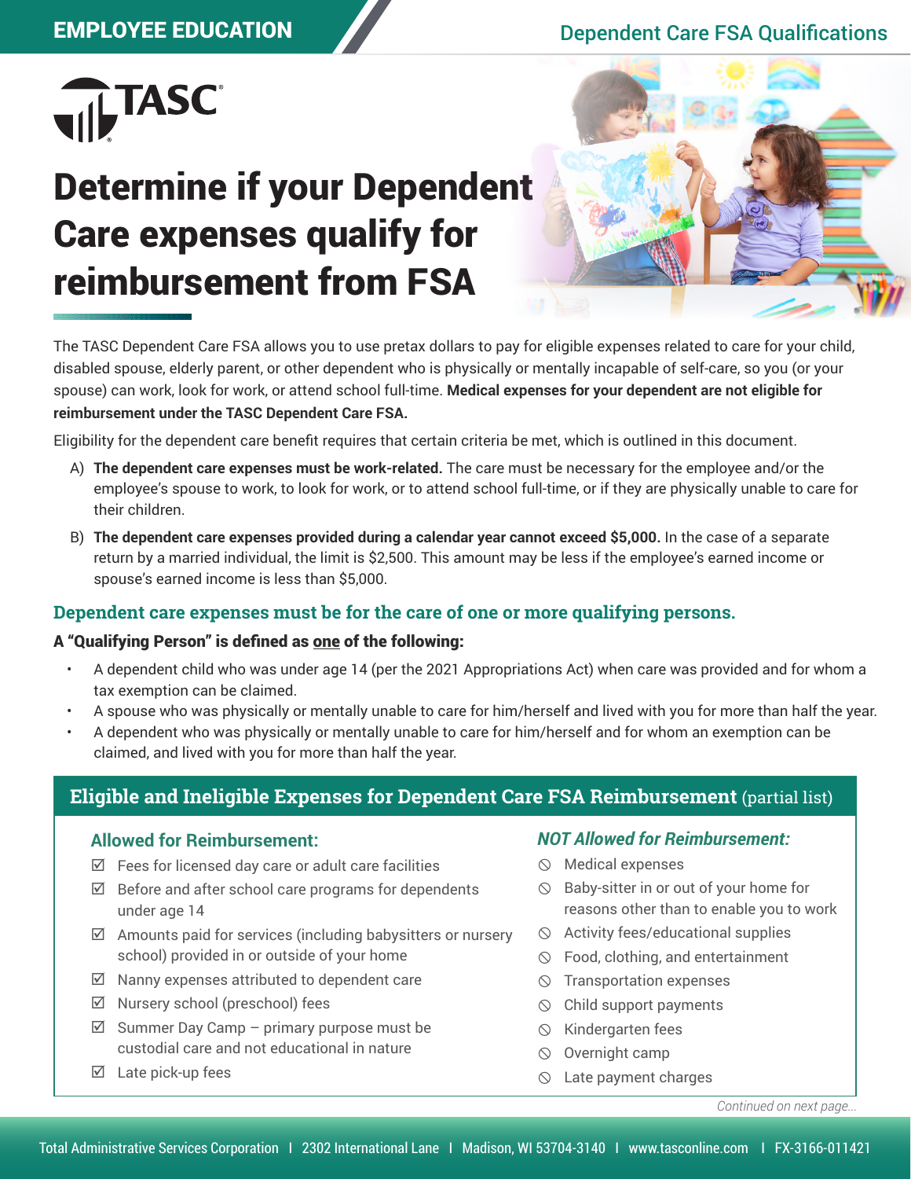EMPLOYEE EDUCATION

Dependent Care FSA Qualifications

TASC

# Determine if your Dependent Care expenses qualify for reimbursement from FSA

The TASC Dependent Care FSA allows you to use pretax dollars to pay for eligible expenses related to care for your child, disabled spouse, elderly parent, or other dependent who is physically or mentally incapable of self-care, so you (or your spouse) can work, look for work, or attend school full-time. **Medical expenses for your dependent are not eligible for reimbursement under the TASC Dependent Care FSA.**

Eligibility for the dependent care benefit requires that certain criteria be met, which is outlined in this document.

A) **The dependent care expenses must be work-related.** The care must be necessary for the employee and/or the employee's spouse to work, to look for work, or to attend school full-time, or if they are physically unable to care for their children.

B) **The dependent care expenses provided during a calendar year cannot exceed $5,000.** In the case of a separate return by a married individual, the limit is $2,500. This amount may be less if the employee's earned income or spouse's earned income is less than $5,000.

## Dependent care expenses must be for the care of one or more qualifying persons.

**A "Qualifying Person" is defined as one of the following:**

- A dependent child who was under age 14 (per the 2021 Appropriations Act) when care was provided and for whom a tax exemption can be claimed.
- A spouse who was physically or mentally unable to care for him/herself and lived with you for more than half the year.
- A dependent who was physically or mentally unable to care for him/herself and for whom an exemption can be claimed, and lived with you for more than half the year.

## Eligible and Ineligible Expenses for Dependent Care FSA Reimbursement (partial list)

### Allowed for Reimbursement:

- ☑ Fees for licensed day care or adult care facilities
- ☑ Before and after school care programs for dependents under age 14
- ☑ Amounts paid for services (including babysitters or nursery school) provided in or outside of your home
- ☑ Nanny expenses attributed to dependent care
- ☑ Nursery school (preschool) fees
- ☑ Summer Day Camp – primary purpose must be custodial care and not educational in nature
- ☑ Late pick-up fees

### *NOT Allowed for Reimbursement:*

- ⃠ Medical expenses
- ⃠ Baby-sitter in or out of your home for reasons other than to enable you to work
- ⃠ Activity fees/educational supplies
- ⃠ Food, clothing, and entertainment
- ⃠ Transportation expenses
- ⃠ Child support payments
- ⃠ Kindergarten fees
- ⃠ Overnight camp
- ⃠ Late payment charges

*Continued on next page...*

Total Administrative Services Corporation | 2302 International Lane | Madison, WI 53704-3140 | www.tasconline.com | FX-3166-011421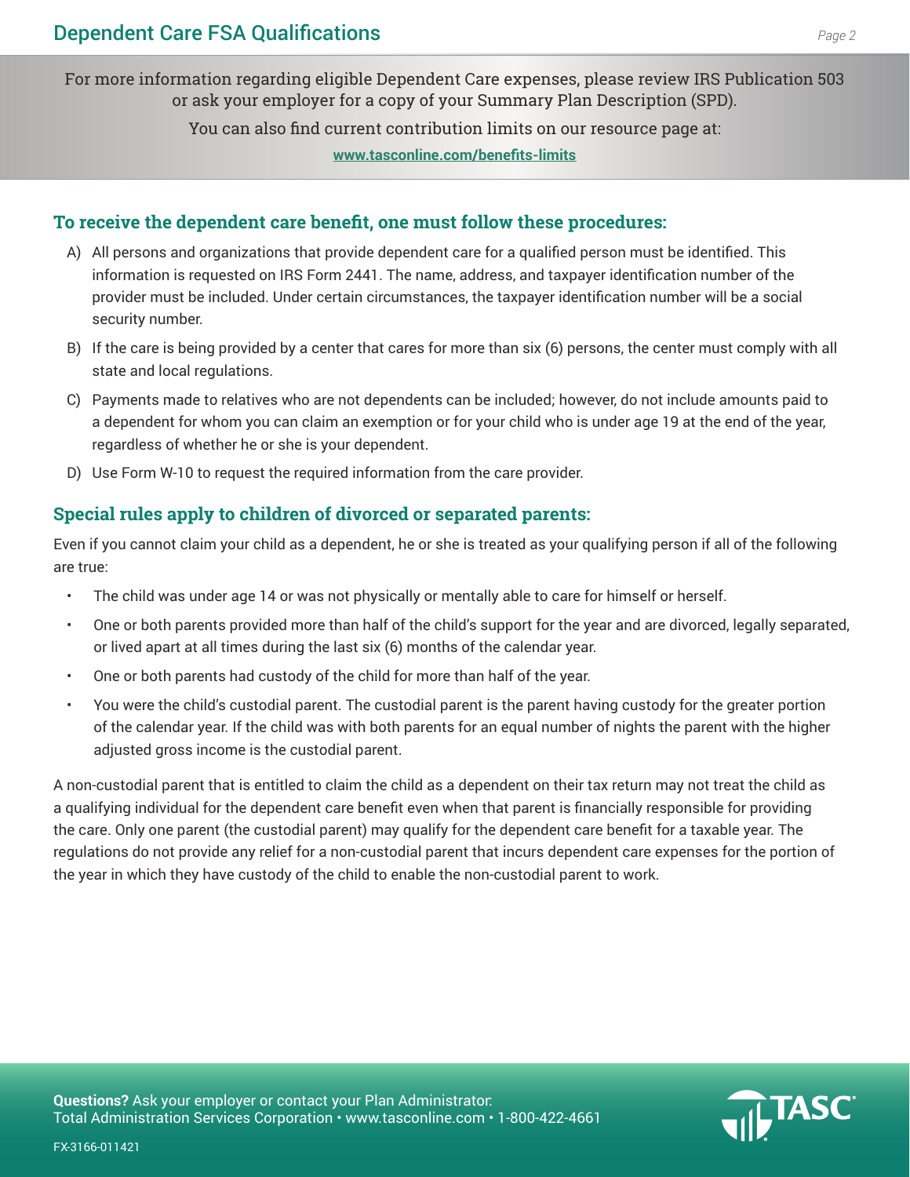For more information regarding eligible Dependent Care expenses, please review IRS Publication 503 or ask your employer for a copy of your Summary Plan Description (SPD).

You can also find current contribution limits on our resource page at:

**www.tasconline.com/benefits-limits**

## To receive the dependent care benefit, one must follow these procedures:

A) All persons and organizations that provide dependent care for a qualified person must be identified. This information is requested on IRS Form 2441. The name, address, and taxpayer identification number of the provider must be included. Under certain circumstances, the taxpayer identification number will be a social security number.

B) If the care is being provided by a center that cares for more than six (6) persons, the center must comply with all state and local regulations.

C) Payments made to relatives who are not dependents can be included; however, do not include amounts paid to a dependent for whom you can claim an exemption or for your child who is under age 19 at the end of the year, regardless of whether he or she is your dependent.

D) Use Form W-10 to request the required information from the care provider.

## Special rules apply to children of divorced or separated parents:

Even if you cannot claim your child as a dependent, he or she is treated as your qualifying person if all of the following are true:

- The child was under age 14 or was not physically or mentally able to care for himself or herself.
- One or both parents provided more than half of the child's support for the year and are divorced, legally separated, or lived apart at all times during the last six (6) months of the calendar year.
- One or both parents had custody of the child for more than half of the year.
- You were the child's custodial parent. The custodial parent is the parent having custody for the greater portion of the calendar year. If the child was with both parents for an equal number of nights the parent with the higher adjusted gross income is the custodial parent.

A non-custodial parent that is entitled to claim the child as a dependent on their tax return may not treat the child as a qualifying individual for the dependent care benefit even when that parent is financially responsible for providing the care. Only one parent (the custodial parent) may qualify for the dependent care benefit for a taxable year. The regulations do not provide any relief for a non-custodial parent that incurs dependent care expenses for the portion of the year in which they have custody of the child to enable the non-custodial parent to work.

**Questions?** Ask your employer or contact your Plan Administrator:
Total Administration Services Corporation • www.tasconline.com • 1-800-422-4661

FX-3166-011421